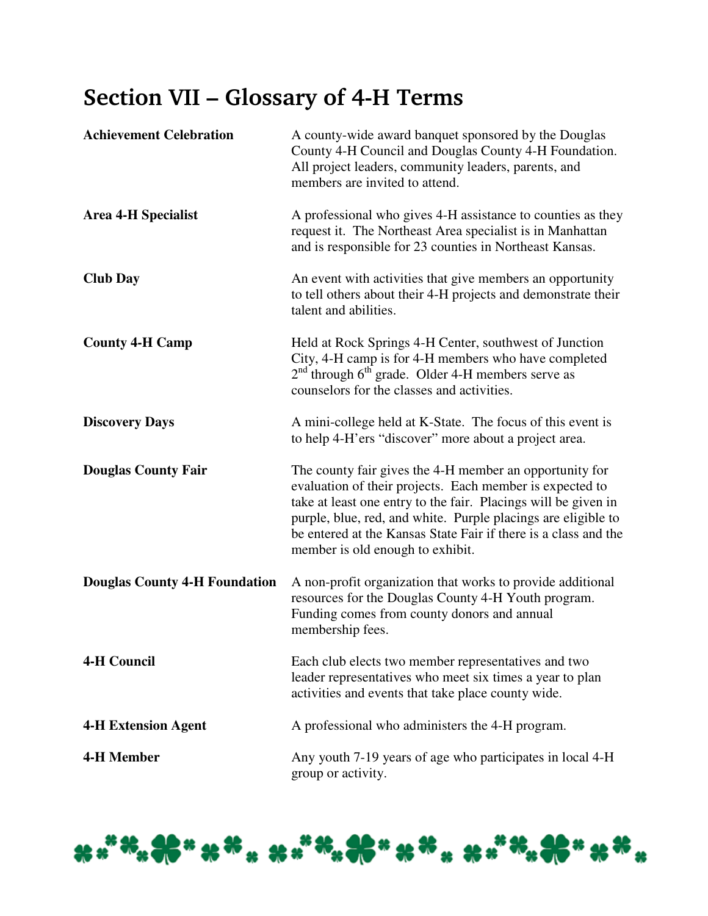# Section VII – Glossary of 4-H Terms

**Achievement Celebration**
A county-wide award banquet sponsored by the Douglas County 4-H Council and Douglas County 4-H Foundation. All project leaders, community leaders, parents, and members are invited to attend.

**Area 4-H Specialist**
A professional who gives 4-H assistance to counties as they request it. The Northeast Area specialist is in Manhattan and is responsible for 23 counties in Northeast Kansas.

**Club Day**
An event with activities that give members an opportunity to tell others about their 4-H projects and demonstrate their talent and abilities.

**County 4-H Camp**
Held at Rock Springs 4-H Center, southwest of Junction City, 4-H camp is for 4-H members who have completed 2nd through 6th grade. Older 4-H members serve as counselors for the classes and activities.

**Discovery Days**
A mini-college held at K-State. The focus of this event is to help 4-H'ers "discover" more about a project area.

**Douglas County Fair**
The county fair gives the 4-H member an opportunity for evaluation of their projects. Each member is expected to take at least one entry to the fair. Placings will be given in purple, blue, red, and white. Purple placings are eligible to be entered at the Kansas State Fair if there is a class and the member is old enough to exhibit.

**Douglas County 4-H Foundation**
A non-profit organization that works to provide additional resources for the Douglas County 4-H Youth program. Funding comes from county donors and annual membership fees.

**4-H Council**
Each club elects two member representatives and two leader representatives who meet six times a year to plan activities and events that take place county wide.

**4-H Extension Agent**
A professional who administers the 4-H program.

**4-H Member**
Any youth 7-19 years of age who participates in local 4-H group or activity.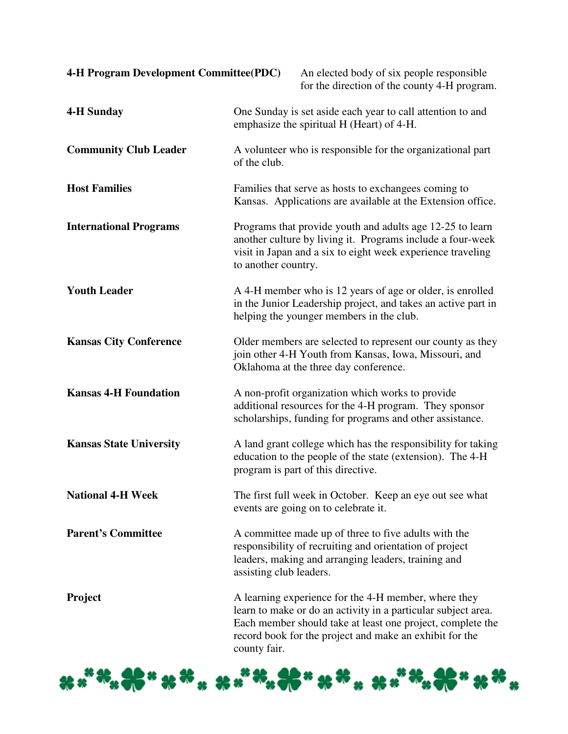**4-H Program Development Committee(PDC)** An elected body of six people responsible for the direction of the county 4-H program.

**4-H Sunday** One Sunday is set aside each year to call attention to and emphasize the spiritual H (Heart) of 4-H.

**Community Club Leader** A volunteer who is responsible for the organizational part of the club.

**Host Families** Families that serve as hosts to exchangees coming to Kansas. Applications are available at the Extension office.

**International Programs** Programs that provide youth and adults age 12-25 to learn another culture by living it. Programs include a four-week visit in Japan and a six to eight week experience traveling to another country.

**Youth Leader** A 4-H member who is 12 years of age or older, is enrolled in the Junior Leadership project, and takes an active part in helping the younger members in the club.

**Kansas City Conference** Older members are selected to represent our county as they join other 4-H Youth from Kansas, Iowa, Missouri, and Oklahoma at the three day conference.

**Kansas 4-H Foundation** A non-profit organization which works to provide additional resources for the 4-H program. They sponsor scholarships, funding for programs and other assistance.

**Kansas State University** A land grant college which has the responsibility for taking education to the people of the state (extension). The 4-H program is part of this directive.

**National 4-H Week** The first full week in October. Keep an eye out see what events are going on to celebrate it.

**Parent's Committee** A committee made up of three to five adults with the responsibility of recruiting and orientation of project leaders, making and arranging leaders, training and assisting club leaders.

**Project** A learning experience for the 4-H member, where they learn to make or do an activity in a particular subject area. Each member should take at least one project, complete the record book for the project and make an exhibit for the county fair.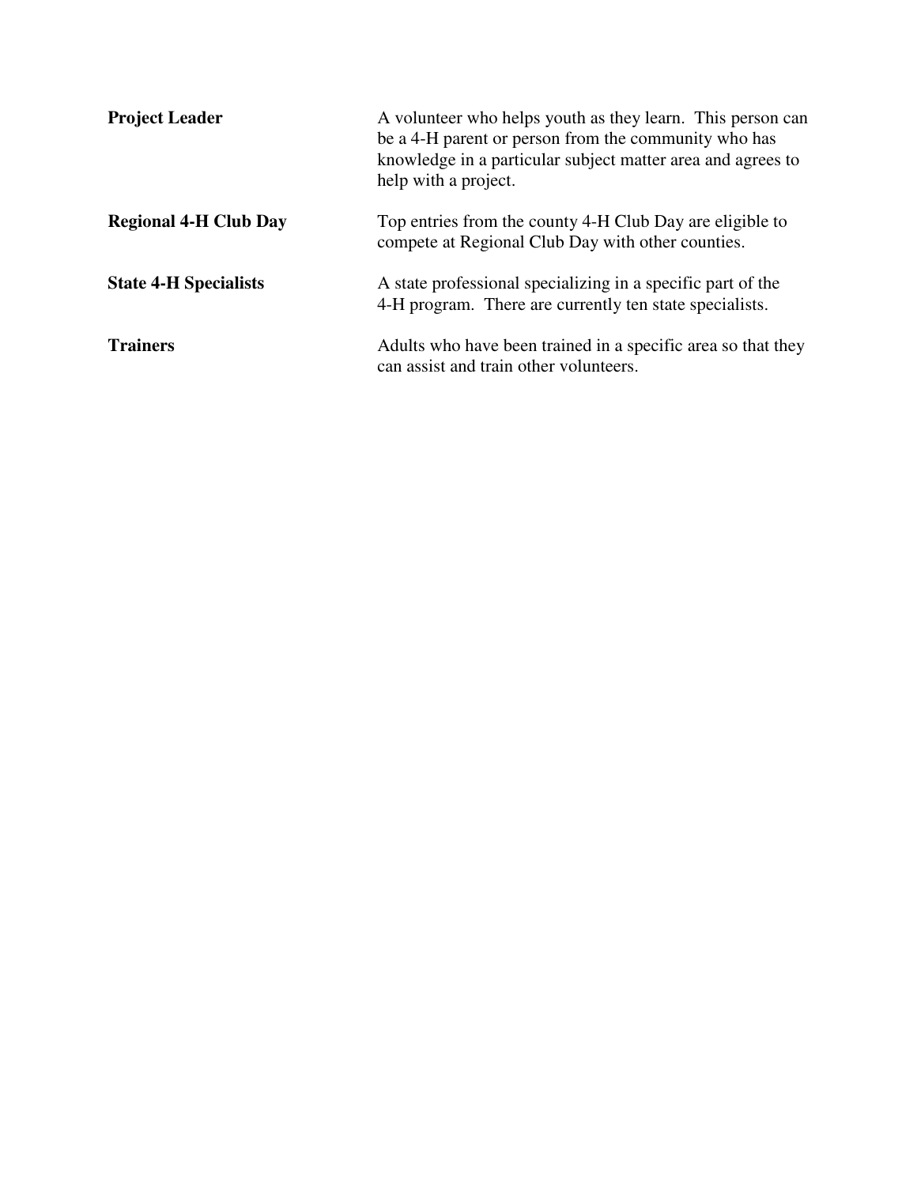**Project Leader** — A volunteer who helps youth as they learn. This person can be a 4-H parent or person from the community who has knowledge in a particular subject matter area and agrees to help with a project.

**Regional 4-H Club Day** — Top entries from the county 4-H Club Day are eligible to compete at Regional Club Day with other counties.

**State 4-H Specialists** — A state professional specializing in a specific part of the 4-H program. There are currently ten state specialists.

**Trainers** — Adults who have been trained in a specific area so that they can assist and train other volunteers.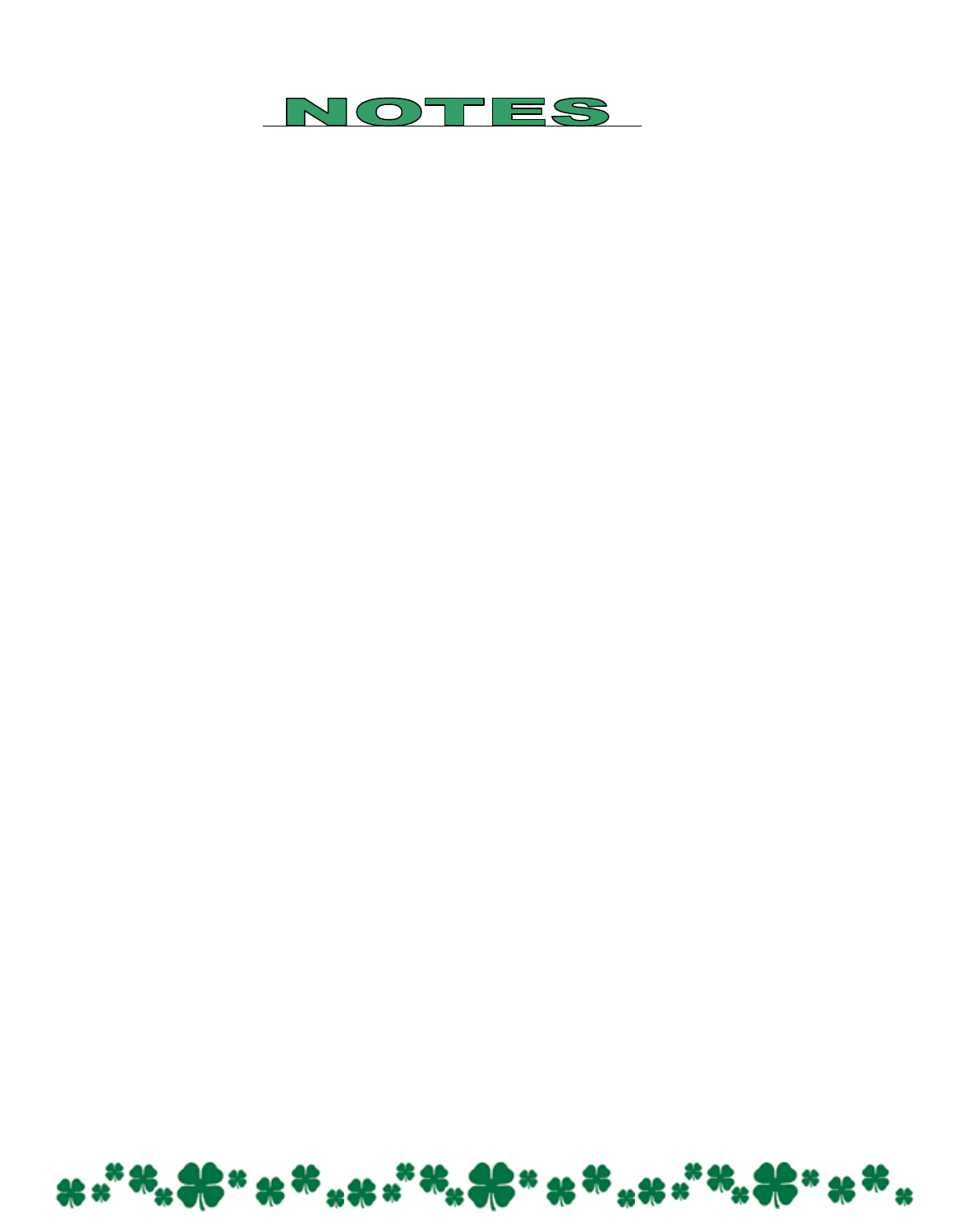# NOTES